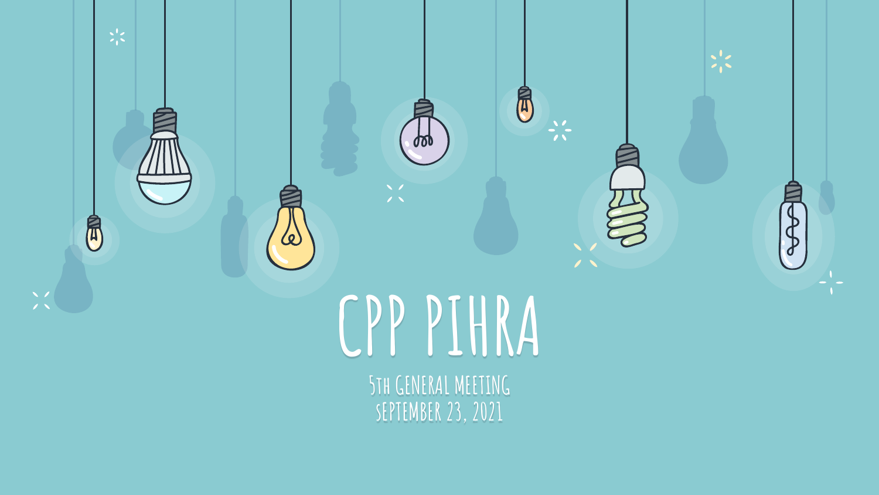# CPP PIHRA

5th General Meeting

September 23, 2021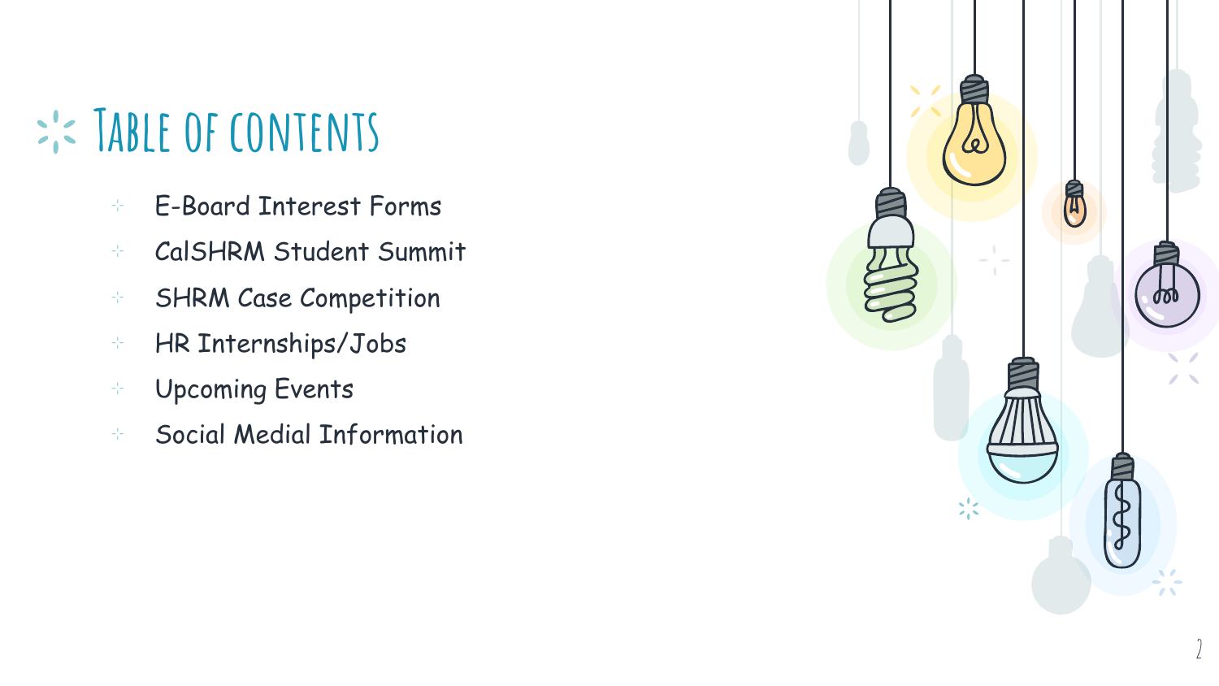# Table of contents

- E-Board Interest Forms
- CalSHRM Student Summit
- SHRM Case Competition
- HR Internships/Jobs
- Upcoming Events
- Social Medial Information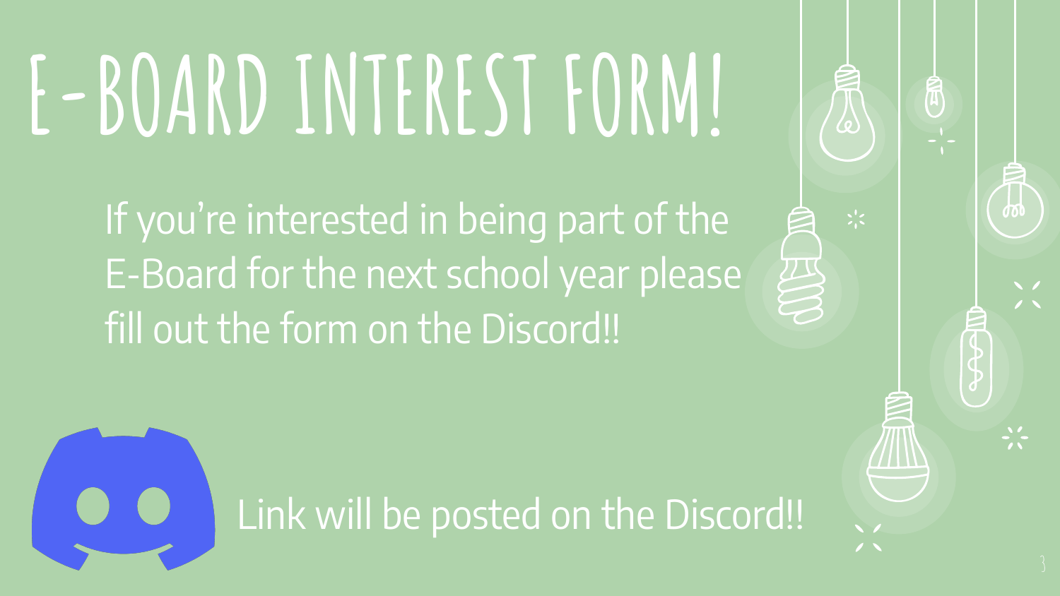# E-BOARD INTEREST FORM!

If you're interested in being part of the E-Board for the next school year please fill out the form on the Discord!!

Link will be posted on the Discord!!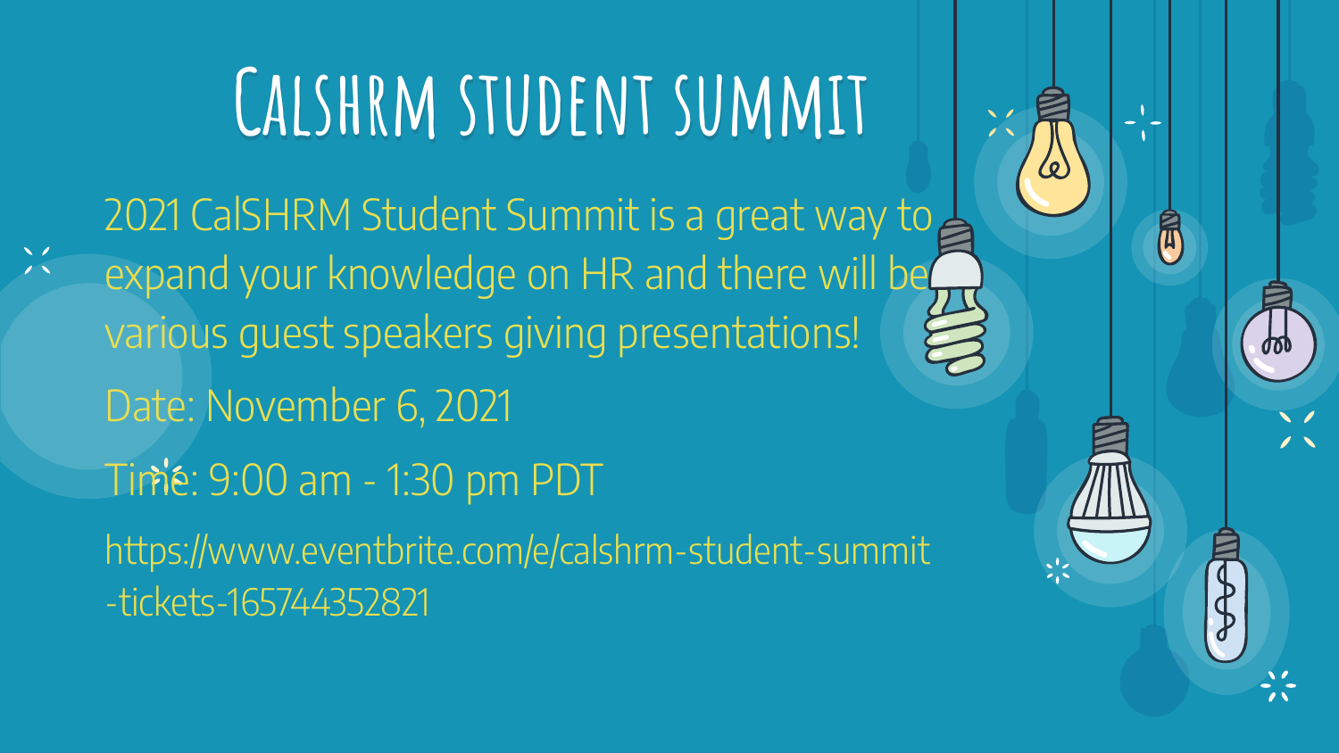# CalSHRM Student Summit

2021 CalSHRM Student Summit is a great way to expand your knowledge on HR and there will be various guest speakers giving presentations!

Date: November 6, 2021

Time: 9:00 am - 1:30 pm PDT

https://www.eventbrite.com/e/calshrm-student-summit-tickets-165744352821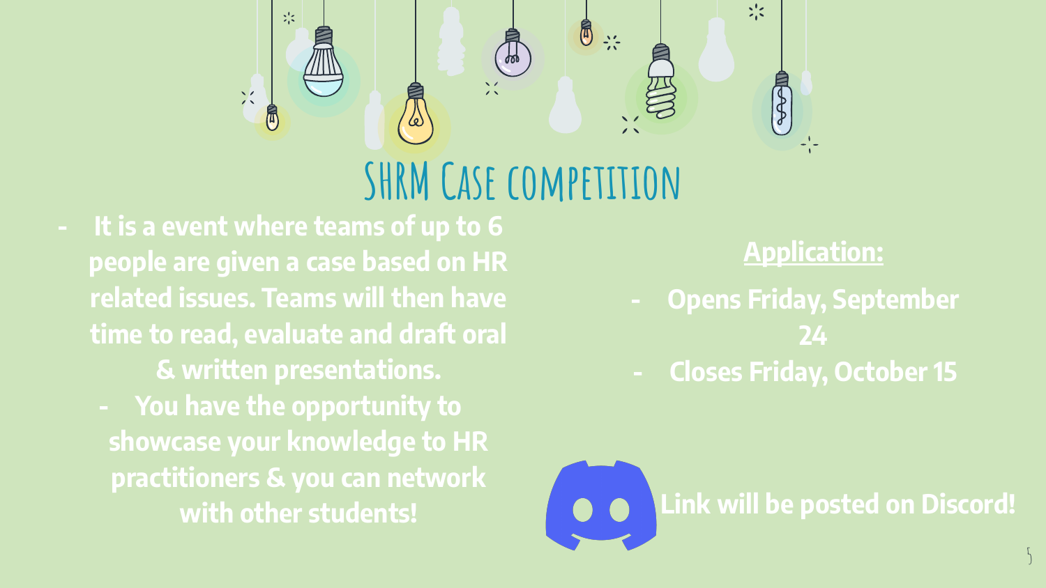# SHRM Case competition

- It is a event where teams of up to 6 people are given a case based on HR related issues. Teams will then have time to read, evaluate and draft oral & written presentations.
- You have the opportunity to showcase your knowledge to HR practitioners & you can network with other students!

## Application:

- Opens Friday, September 24
- Closes Friday, October 15

Link will be posted on Discord!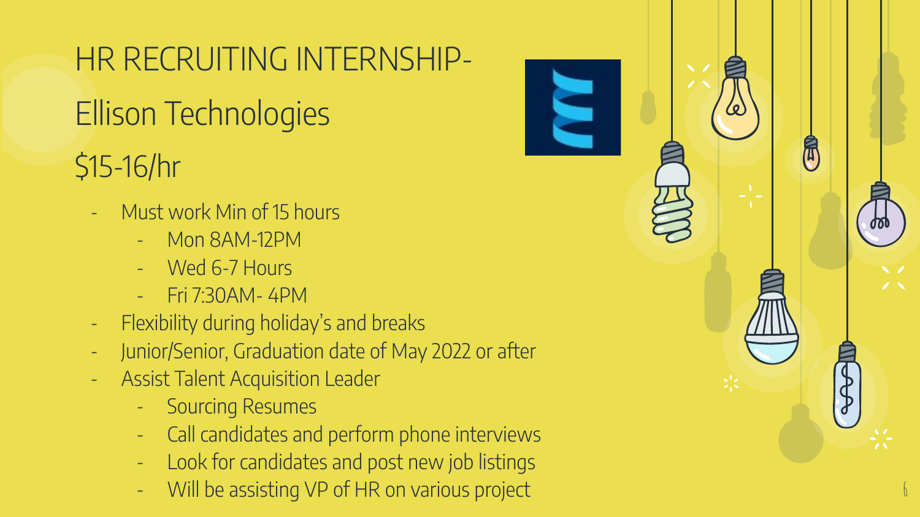# HR RECRUITING INTERNSHIP- Ellison Technologies $15-16/hr

- Must work Min of 15 hours
  - Mon 8AM-12PM
  - Wed 6-7 Hours
  - Fri 7:30AM- 4PM
- Flexibility during holiday's and breaks
- Junior/Senior, Graduation date of May 2022 or after
- Assist Talent Acquisition Leader
  - Sourcing Resumes
  - Call candidates and perform phone interviews
  - Look for candidates and post new job listings
  - Will be assisting VP of HR on various project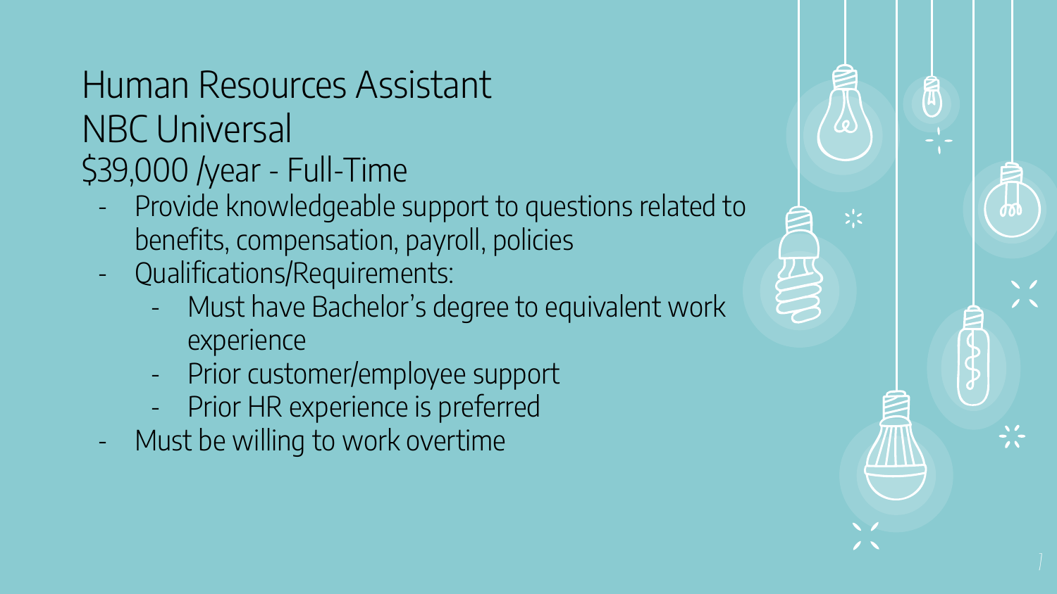# Human Resources Assistant
# NBC Universal
# $39,000 /year - Full-Time

- Provide knowledgeable support to questions related to benefits, compensation, payroll, policies
- Qualifications/Requirements:
  - Must have Bachelor's degree to equivalent work experience
  - Prior customer/employee support
  - Prior HR experience is preferred
- Must be willing to work overtime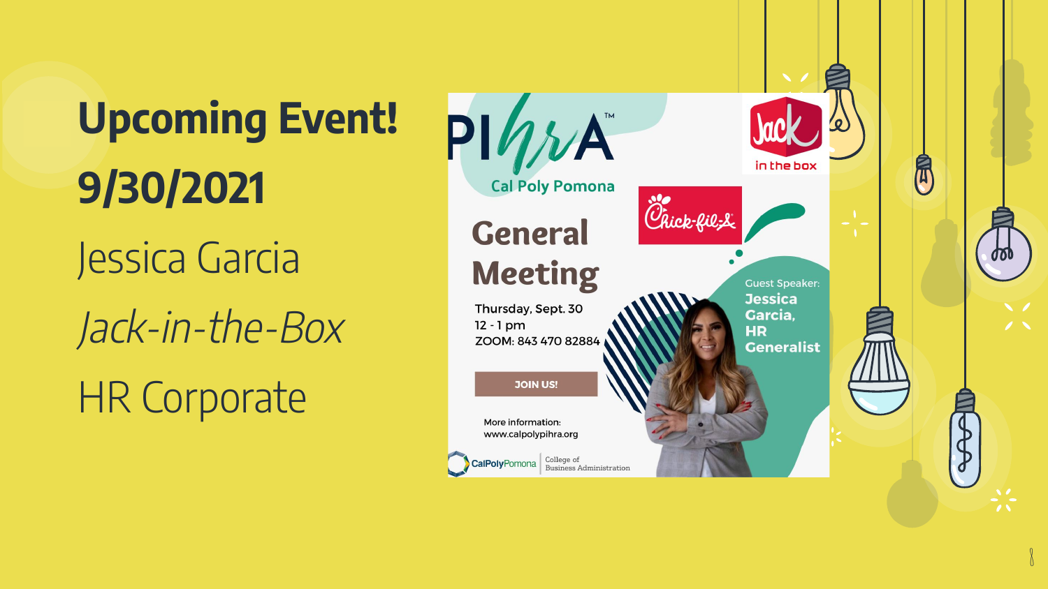# Upcoming Event!

## 9/30/2021

Jessica Garcia

*Jack-in-the-Box*

HR Corporate

PIhrA™
Cal Poly Pomona

Jack in the box

Chick-fil-A

## General Meeting

Thursday, Sept. 30
12 - 1 pm
ZOOM: 843 470 82884

JOIN US!

More information:
www.calpolypihra.org

Guest Speaker:
**Jessica Garcia, HR Generalist**

CalPolyPomona | College of Business Administration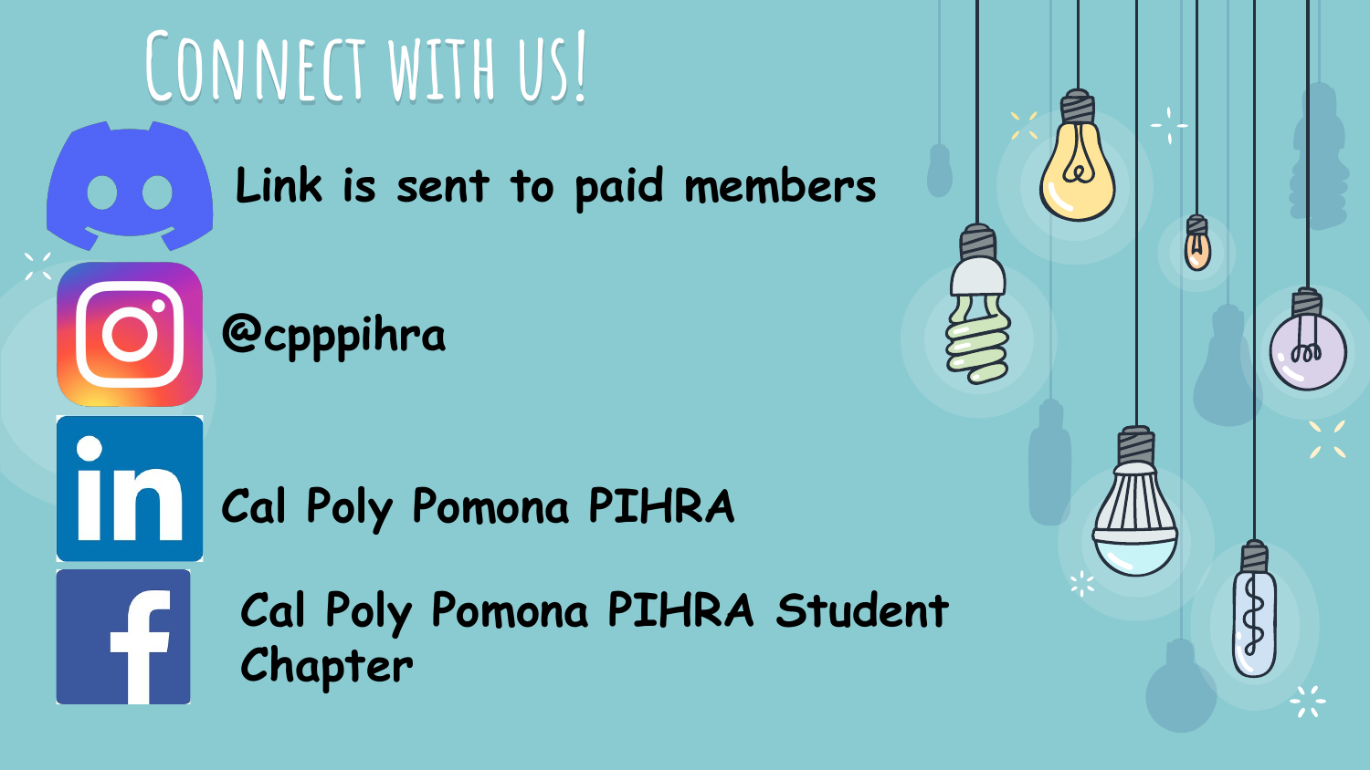# Connect with us!

Link is sent to paid members

@cpppihra

Cal Poly Pomona PIHRA

Cal Poly Pomona PIHRA Student Chapter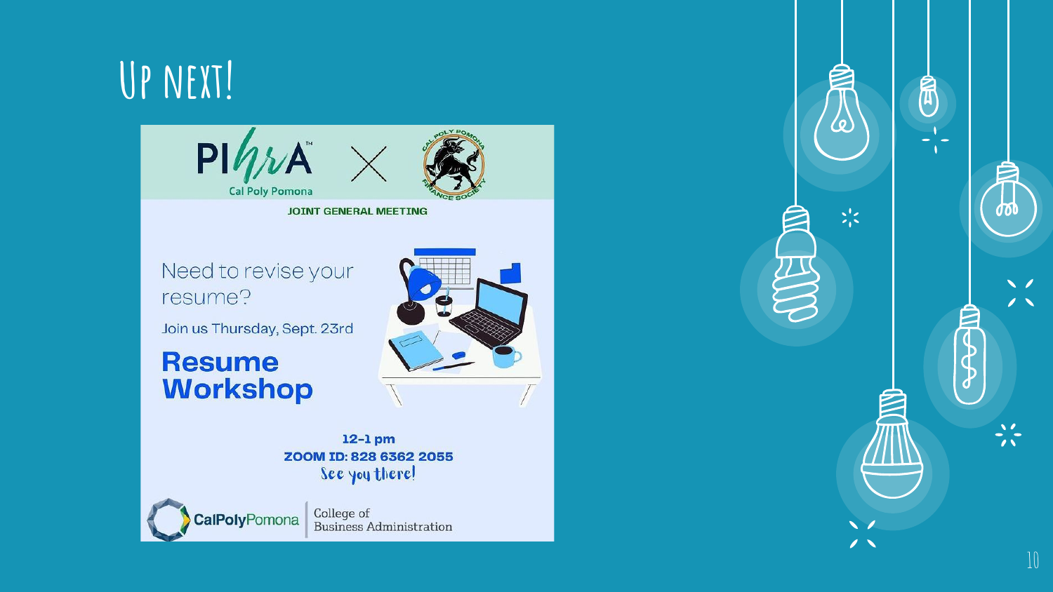# Up next!

PIHRA Cal Poly Pomona × Cal Poly Pomona Finance Society

**JOINT GENERAL MEETING**

Need to revise your resume?

Join us Thursday, Sept. 23rd

## Resume Workshop

**12-1 pm**

**ZOOM ID: 828 6362 2055**

See you there!

CalPolyPomona | College of Business Administration